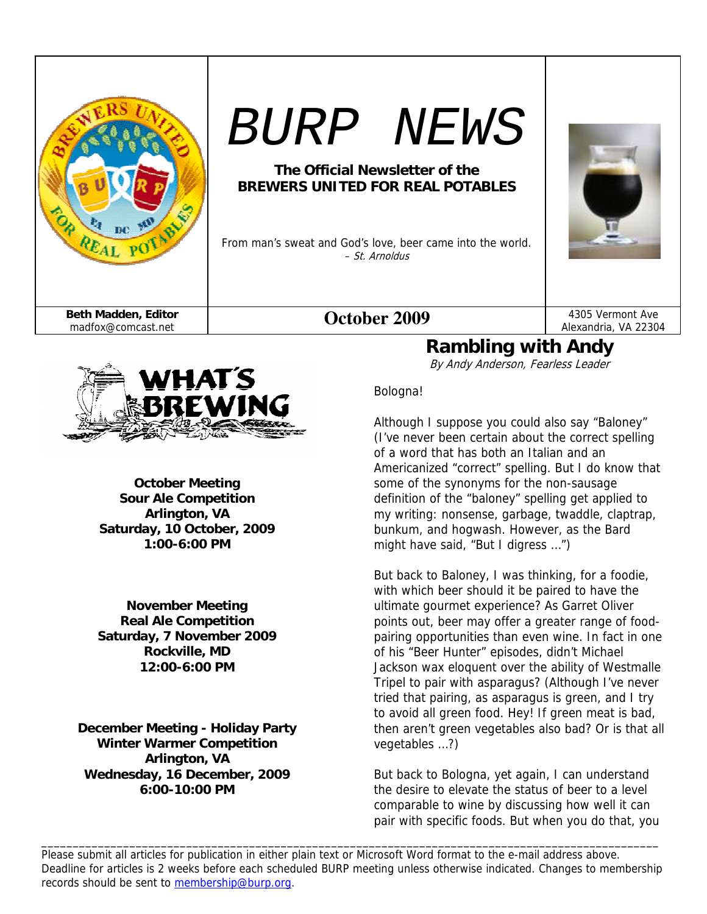# BURP NEWS

**The Official Newsletter of the BREWERS UNITED FOR REAL POTABLES**

From man's sweat and God's love, beer came into the world.
*– St. Arnoldus*

**Beth Madden, Editor**
madfox@comcast.net

**October 2009**

4305 Vermont Ave
Alexandria, VA 22304

## WHAT'S BREWING

**October Meeting**
**Sour Ale Competition**
**Arlington, VA**
**Saturday, 10 October, 2009**
**1:00-6:00 PM**

**November Meeting**
**Real Ale Competition**
**Saturday, 7 November 2009**
**Rockville, MD**
**12:00-6:00 PM**

**December Meeting - Holiday Party**
**Winter Warmer Competition**
**Arlington, VA**
**Wednesday, 16 December, 2009**
**6:00-10:00 PM**

## Rambling with Andy

*By Andy Anderson, Fearless Leader*

Bologna!

Although I suppose you could also say "Baloney" (I've never been certain about the correct spelling of a word that has both an Italian and an Americanized "correct" spelling. But I do know that some of the synonyms for the non-sausage definition of the "baloney" spelling get applied to my writing: nonsense, garbage, twaddle, claptrap, bunkum, and hogwash. However, as the Bard might have said, "But I digress …")

But back to Baloney, I was thinking, for a foodie, with which beer should it be paired to have the ultimate gourmet experience? As Garret Oliver points out, beer may offer a greater range of food-pairing opportunities than even wine. In fact in one of his "Beer Hunter" episodes, didn't Michael Jackson wax eloquent over the ability of Westmalle Tripel to pair with asparagus? (Although I've never tried that pairing, as asparagus is green, and I try to avoid all green food. Hey! If green meat is bad, then aren't green vegetables also bad? Or is that all vegetables …?)

But back to Bologna, yet again, I can understand the desire to elevate the status of beer to a level comparable to wine by discussing how well it can pair with specific foods. But when you do that, you

---

Please submit all articles for publication in either plain text or Microsoft Word format to the e-mail address above. Deadline for articles is 2 weeks before each scheduled BURP meeting unless otherwise indicated. Changes to membership records should be sent to membership@burp.org.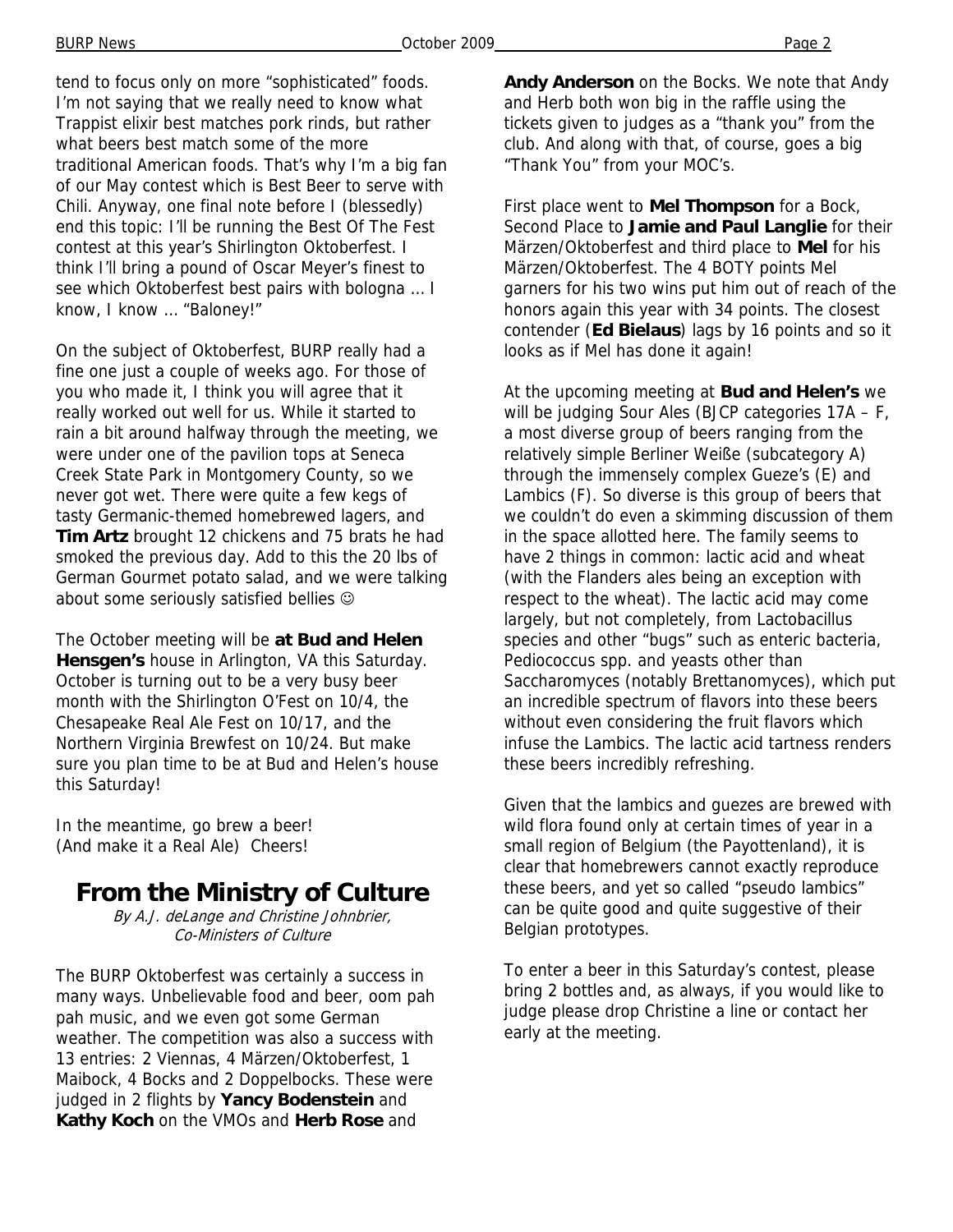tend to focus only on more "sophisticated" foods. I'm not saying that we really need to know what Trappist elixir best matches pork rinds, but rather what beers best match some of the more traditional American foods. That's why I'm a big fan of our May contest which is Best Beer to serve with Chili. Anyway, one final note before I (blessedly) end this topic: I'll be running the Best Of The Fest contest at this year's Shirlington Oktoberfest. I think I'll bring a pound of Oscar Meyer's finest to see which Oktoberfest best pairs with bologna … I know, I know … "Baloney!"

On the subject of Oktoberfest, BURP really had a fine one just a couple of weeks ago. For those of you who made it, I think you will agree that it really worked out well for us. While it started to rain a bit around halfway through the meeting, we were under one of the pavilion tops at Seneca Creek State Park in Montgomery County, so we never got wet. There were quite a few kegs of tasty Germanic-themed homebrewed lagers, and **Tim Artz** brought 12 chickens and 75 brats he had smoked the previous day. Add to this the 20 lbs of German Gourmet potato salad, and we were talking about some seriously satisfied bellies ☺

The October meeting will be **at Bud and Helen Hensgen's** house in Arlington, VA this Saturday. October is turning out to be a very busy beer month with the Shirlington O'Fest on 10/4, the Chesapeake Real Ale Fest on 10/17, and the Northern Virginia Brewfest on 10/24. But make sure you plan time to be at Bud and Helen's house this Saturday!

In the meantime, go brew a beer!
(And make it a Real Ale) Cheers!

## From the Ministry of Culture

*By A.J. deLange and Christine Johnbrier, Co-Ministers of Culture*

The BURP Oktoberfest was certainly a success in many ways. Unbelievable food and beer, oom pah pah music, and we even got some German weather. The competition was also a success with 13 entries: 2 Viennas, 4 Märzen/Oktoberfest, 1 Maibock, 4 Bocks and 2 Doppelbocks. These were judged in 2 flights by **Yancy Bodenstein** and **Kathy Koch** on the VMOs and **Herb Rose** and **Andy Anderson** on the Bocks. We note that Andy and Herb both won big in the raffle using the tickets given to judges as a "thank you" from the club. And along with that, of course, goes a big "Thank You" from your MOC's.

First place went to **Mel Thompson** for a Bock, Second Place to **Jamie and Paul Langlie** for their Märzen/Oktoberfest and third place to **Mel** for his Märzen/Oktoberfest. The 4 BOTY points Mel garners for his two wins put him out of reach of the honors again this year with 34 points. The closest contender (**Ed Bielaus**) lags by 16 points and so it looks as if Mel has done it again!

At the upcoming meeting at **Bud and Helen's** we will be judging Sour Ales (BJCP categories 17A – F, a most diverse group of beers ranging from the relatively simple Berliner Weiße (subcategory A) through the immensely complex Gueze's (E) and Lambics (F). So diverse is this group of beers that we couldn't do even a skimming discussion of them in the space allotted here. The family seems to have 2 things in common: lactic acid and wheat (with the Flanders ales being an exception with respect to the wheat). The lactic acid may come largely, but not completely, from Lactobacillus species and other "bugs" such as enteric bacteria, Pediococcus spp. and yeasts other than Saccharomyces (notably Brettanomyces), which put an incredible spectrum of flavors into these beers without even considering the fruit flavors which infuse the Lambics. The lactic acid tartness renders these beers incredibly refreshing.

Given that the lambics and guezes are brewed with wild flora found only at certain times of year in a small region of Belgium (the Payottenland), it is clear that homebrewers cannot exactly reproduce these beers, and yet so called "pseudo lambics" can be quite good and quite suggestive of their Belgian prototypes.

To enter a beer in this Saturday's contest, please bring 2 bottles and, as always, if you would like to judge please drop Christine a line or contact her early at the meeting.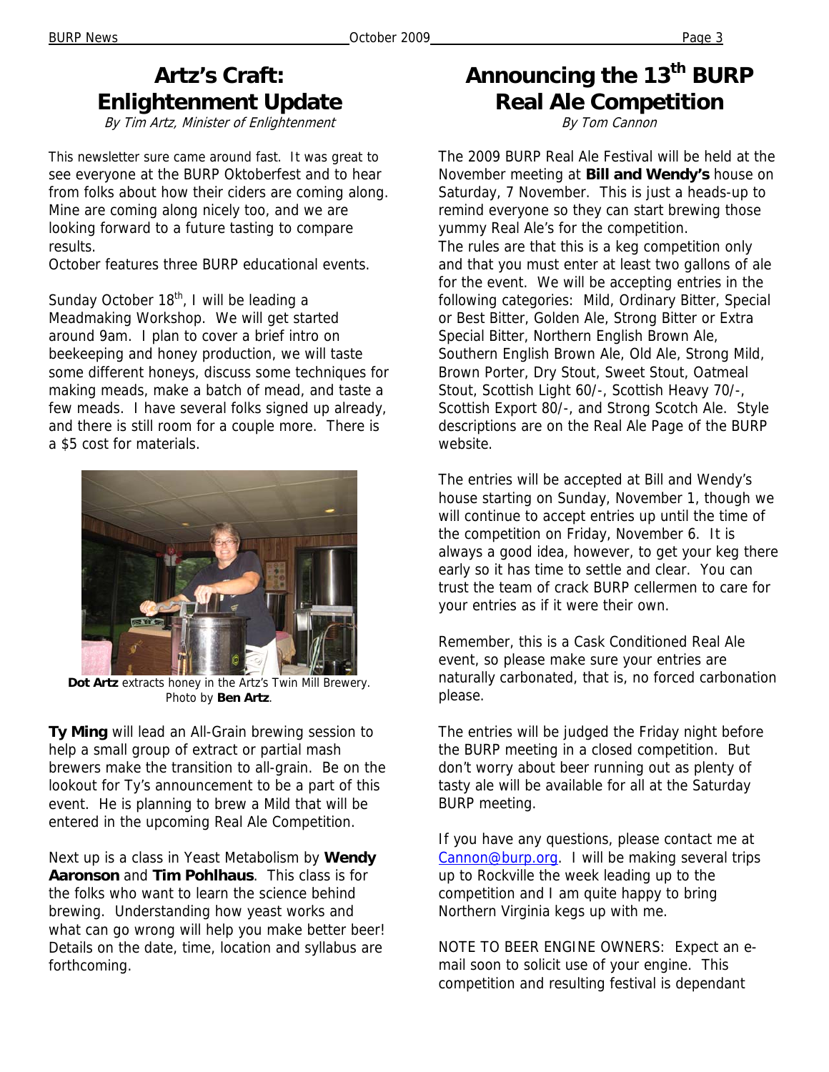# Artz's Craft: Enlightenment Update

*By Tim Artz, Minister of Enlightenment*

This newsletter sure came around fast. It was great to see everyone at the BURP Oktoberfest and to hear from folks about how their ciders are coming along. Mine are coming along nicely too, and we are looking forward to a future tasting to compare results.

October features three BURP educational events.

Sunday October 18th, I will be leading a Meadmaking Workshop. We will get started around 9am. I plan to cover a brief intro on beekeeping and honey production, we will taste some different honeys, discuss some techniques for making meads, make a batch of mead, and taste a few meads. I have several folks signed up already, and there is still room for a couple more. There is a $5 cost for materials.

**Dot Artz** extracts honey in the Artz's Twin Mill Brewery. Photo by **Ben Artz**.

**Ty Ming** will lead an All-Grain brewing session to help a small group of extract or partial mash brewers make the transition to all-grain. Be on the lookout for Ty's announcement to be a part of this event. He is planning to brew a Mild that will be entered in the upcoming Real Ale Competition.

Next up is a class in Yeast Metabolism by **Wendy Aaronson** and **Tim Pohlhaus**. This class is for the folks who want to learn the science behind brewing. Understanding how yeast works and what can go wrong will help you make better beer! Details on the date, time, location and syllabus are forthcoming.

# Announcing the 13th BURP Real Ale Competition

*By Tom Cannon*

The 2009 BURP Real Ale Festival will be held at the November meeting at **Bill and Wendy's** house on Saturday, 7 November. This is just a heads-up to remind everyone so they can start brewing those yummy Real Ale's for the competition.

The rules are that this is a keg competition only and that you must enter at least two gallons of ale for the event. We will be accepting entries in the following categories: Mild, Ordinary Bitter, Special or Best Bitter, Golden Ale, Strong Bitter or Extra Special Bitter, Northern English Brown Ale, Southern English Brown Ale, Old Ale, Strong Mild, Brown Porter, Dry Stout, Sweet Stout, Oatmeal Stout, Scottish Light 60/-, Scottish Heavy 70/-, Scottish Export 80/-, and Strong Scotch Ale. Style descriptions are on the Real Ale Page of the BURP website.

The entries will be accepted at Bill and Wendy's house starting on Sunday, November 1, though we will continue to accept entries up until the time of the competition on Friday, November 6. It is always a good idea, however, to get your keg there early so it has time to settle and clear. You can trust the team of crack BURP cellermen to care for your entries as if it were their own.

Remember, this is a Cask Conditioned Real Ale event, so please make sure your entries are naturally carbonated, that is, no forced carbonation please.

The entries will be judged the Friday night before the BURP meeting in a closed competition. But don't worry about beer running out as plenty of tasty ale will be available for all at the Saturday BURP meeting.

If you have any questions, please contact me at Cannon@burp.org. I will be making several trips up to Rockville the week leading up to the competition and I am quite happy to bring Northern Virginia kegs up with me.

NOTE TO BEER ENGINE OWNERS: Expect an e-mail soon to solicit use of your engine. This competition and resulting festival is dependant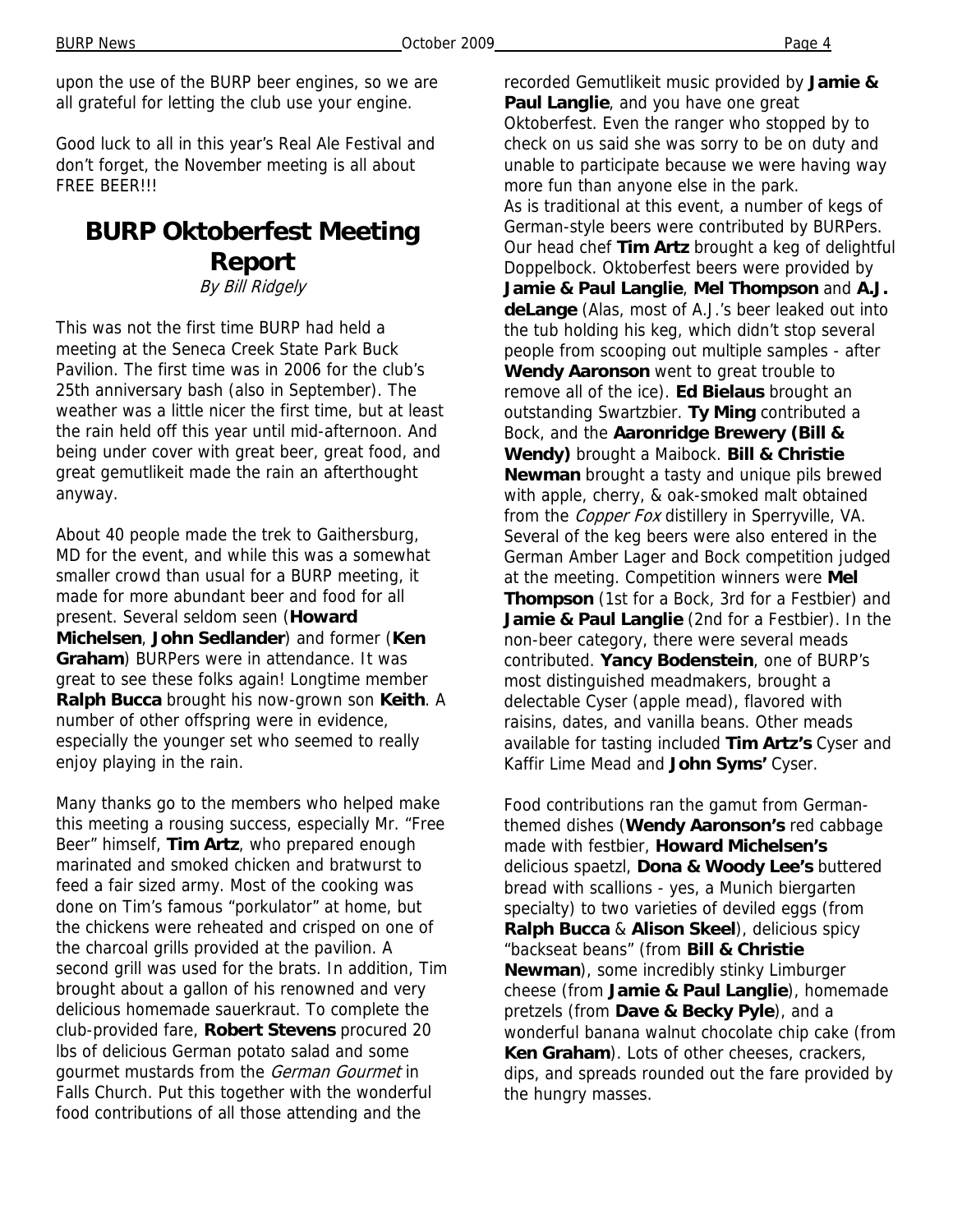upon the use of the BURP beer engines, so we are all grateful for letting the club use your engine.

Good luck to all in this year's Real Ale Festival and don't forget, the November meeting is all about FREE BEER!!!

# BURP Oktoberfest Meeting Report

*By Bill Ridgely*

This was not the first time BURP had held a meeting at the Seneca Creek State Park Buck Pavilion. The first time was in 2006 for the club's 25th anniversary bash (also in September). The weather was a little nicer the first time, but at least the rain held off this year until mid-afternoon. And being under cover with great beer, great food, and great gemutlikeit made the rain an afterthought anyway.

About 40 people made the trek to Gaithersburg, MD for the event, and while this was a somewhat smaller crowd than usual for a BURP meeting, it made for more abundant beer and food for all present. Several seldom seen (**Howard Michelsen**, **John Sedlander**) and former (**Ken Graham**) BURPers were in attendance. It was great to see these folks again! Longtime member **Ralph Bucca** brought his now-grown son **Keith**. A number of other offspring were in evidence, especially the younger set who seemed to really enjoy playing in the rain.

Many thanks go to the members who helped make this meeting a rousing success, especially Mr. "Free Beer" himself, **Tim Artz**, who prepared enough marinated and smoked chicken and bratwurst to feed a fair sized army. Most of the cooking was done on Tim's famous "porkulator" at home, but the chickens were reheated and crisped on one of the charcoal grills provided at the pavilion. A second grill was used for the brats. In addition, Tim brought about a gallon of his renowned and very delicious homemade sauerkraut. To complete the club-provided fare, **Robert Stevens** procured 20 lbs of delicious German potato salad and some gourmet mustards from the *German Gourmet* in Falls Church. Put this together with the wonderful food contributions of all those attending and the recorded Gemutlikeit music provided by **Jamie & Paul Langlie**, and you have one great Oktoberfest. Even the ranger who stopped by to check on us said she was sorry to be on duty and unable to participate because we were having way more fun than anyone else in the park.

As is traditional at this event, a number of kegs of German-style beers were contributed by BURPers. Our head chef **Tim Artz** brought a keg of delightful Doppelbock. Oktoberfest beers were provided by **Jamie & Paul Langlie**, **Mel Thompson** and **A.J. deLange** (Alas, most of A.J.'s beer leaked out into the tub holding his keg, which didn't stop several people from scooping out multiple samples - after **Wendy Aaronson** went to great trouble to remove all of the ice). **Ed Bielaus** brought an outstanding Swartzbier. **Ty Ming** contributed a Bock, and the **Aaronridge Brewery (Bill & Wendy)** brought a Maibock. **Bill & Christie Newman** brought a tasty and unique pils brewed with apple, cherry, & oak-smoked malt obtained from the *Copper Fox* distillery in Sperryville, VA. Several of the keg beers were also entered in the German Amber Lager and Bock competition judged at the meeting. Competition winners were **Mel Thompson** (1st for a Bock, 3rd for a Festbier) and **Jamie & Paul Langlie** (2nd for a Festbier). In the non-beer category, there were several meads contributed. **Yancy Bodenstein**, one of BURP's most distinguished meadmakers, brought a delectable Cyser (apple mead), flavored with raisins, dates, and vanilla beans. Other meads available for tasting included **Tim Artz's** Cyser and Kaffir Lime Mead and **John Syms'** Cyser.

Food contributions ran the gamut from German-themed dishes (**Wendy Aaronson's** red cabbage made with festbier, **Howard Michelsen's** delicious spaetzl, **Dona & Woody Lee's** buttered bread with scallions - yes, a Munich biergarten specialty) to two varieties of deviled eggs (from **Ralph Bucca** & **Alison Skeel**), delicious spicy "backseat beans" (from **Bill & Christie Newman**), some incredibly stinky Limburger cheese (from **Jamie & Paul Langlie**), homemade pretzels (from **Dave & Becky Pyle**), and a wonderful banana walnut chocolate chip cake (from **Ken Graham**). Lots of other cheeses, crackers, dips, and spreads rounded out the fare provided by the hungry masses.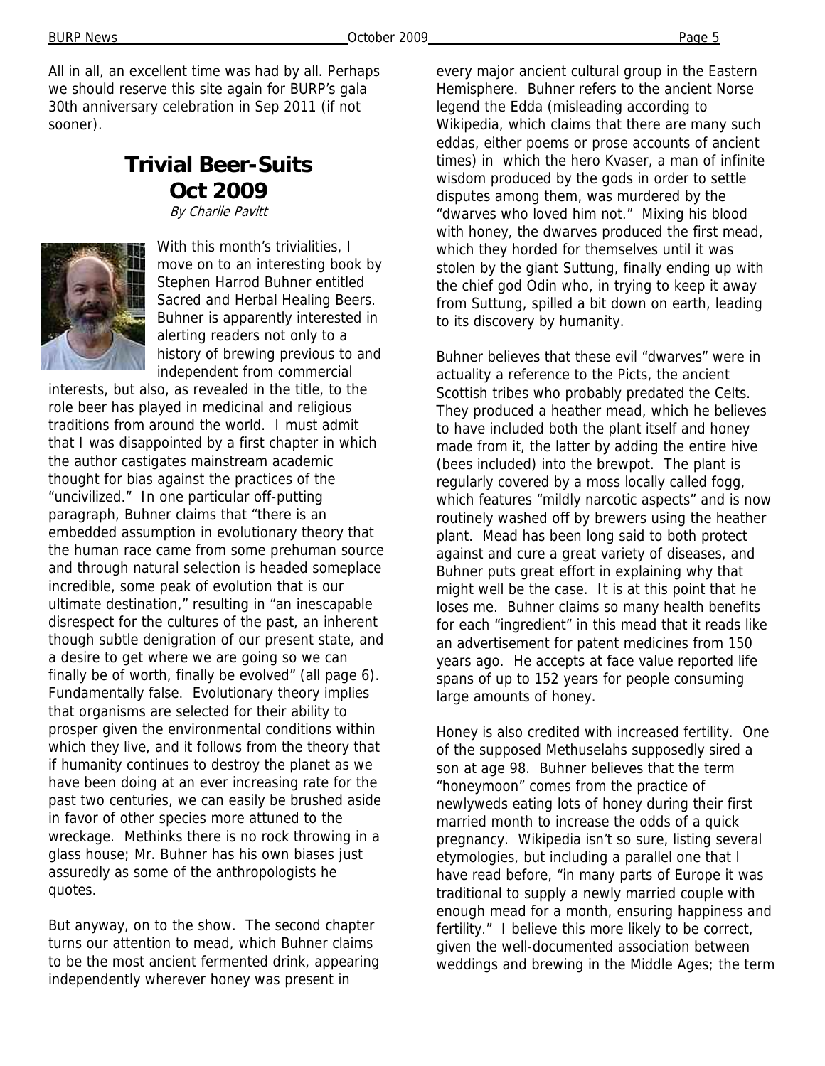All in all, an excellent time was had by all. Perhaps we should reserve this site again for BURP's gala 30th anniversary celebration in Sep 2011 (if not sooner).

## Trivial Beer-Suits Oct 2009

*By Charlie Pavitt*

With this month's trivialities, I move on to an interesting book by Stephen Harrod Buhner entitled Sacred and Herbal Healing Beers. Buhner is apparently interested in alerting readers not only to a history of brewing previous to and independent from commercial interests, but also, as revealed in the title, to the role beer has played in medicinal and religious traditions from around the world. I must admit that I was disappointed by a first chapter in which the author castigates mainstream academic thought for bias against the practices of the "uncivilized." In one particular off-putting paragraph, Buhner claims that "there is an embedded assumption in evolutionary theory that the human race came from some prehuman source and through natural selection is headed someplace incredible, some peak of evolution that is our ultimate destination," resulting in "an inescapable disrespect for the cultures of the past, an inherent though subtle denigration of our present state, and a desire to get where we are going so we can finally be of worth, finally be evolved" (all page 6). Fundamentally false. Evolutionary theory implies that organisms are selected for their ability to prosper given the environmental conditions within which they live, and it follows from the theory that if humanity continues to destroy the planet as we have been doing at an ever increasing rate for the past two centuries, we can easily be brushed aside in favor of other species more attuned to the wreckage. Methinks there is no rock throwing in a glass house; Mr. Buhner has his own biases just assuredly as some of the anthropologists he quotes.

But anyway, on to the show. The second chapter turns our attention to mead, which Buhner claims to be the most ancient fermented drink, appearing independently wherever honey was present in every major ancient cultural group in the Eastern Hemisphere. Buhner refers to the ancient Norse legend the Edda (misleading according to Wikipedia, which claims that there are many such eddas, either poems or prose accounts of ancient times) in which the hero Kvaser, a man of infinite wisdom produced by the gods in order to settle disputes among them, was murdered by the "dwarves who loved him not." Mixing his blood with honey, the dwarves produced the first mead, which they horded for themselves until it was stolen by the giant Suttung, finally ending up with the chief god Odin who, in trying to keep it away from Suttung, spilled a bit down on earth, leading to its discovery by humanity.

Buhner believes that these evil "dwarves" were in actuality a reference to the Picts, the ancient Scottish tribes who probably predated the Celts. They produced a heather mead, which he believes to have included both the plant itself and honey made from it, the latter by adding the entire hive (bees included) into the brewpot. The plant is regularly covered by a moss locally called fogg, which features "mildly narcotic aspects" and is now routinely washed off by brewers using the heather plant. Mead has been long said to both protect against and cure a great variety of diseases, and Buhner puts great effort in explaining why that might well be the case. It is at this point that he loses me. Buhner claims so many health benefits for each "ingredient" in this mead that it reads like an advertisement for patent medicines from 150 years ago. He accepts at face value reported life spans of up to 152 years for people consuming large amounts of honey.

Honey is also credited with increased fertility. One of the supposed Methuselahs supposedly sired a son at age 98. Buhner believes that the term "honeymoon" comes from the practice of newlyweds eating lots of honey during their first married month to increase the odds of a quick pregnancy. Wikipedia isn't so sure, listing several etymologies, but including a parallel one that I have read before, "in many parts of Europe it was traditional to supply a newly married couple with enough mead for a month, ensuring happiness and fertility." I believe this more likely to be correct, given the well-documented association between weddings and brewing in the Middle Ages; the term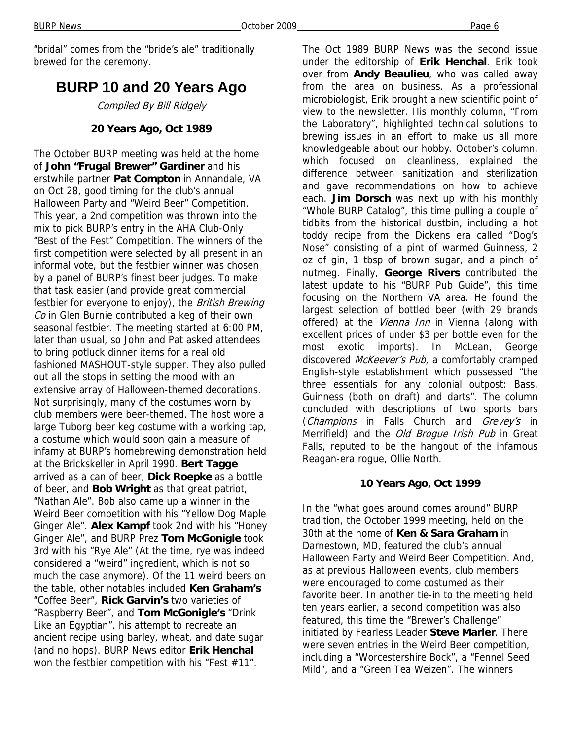"bridal" comes from the "bride's ale" traditionally brewed for the ceremony.

## BURP 10 and 20 Years Ago

*Compiled By Bill Ridgely*

### 20 Years Ago, Oct 1989

The October BURP meeting was held at the home of **John "Frugal Brewer" Gardiner** and his erstwhile partner **Pat Compton** in Annandale, VA on Oct 28, good timing for the club's annual Halloween Party and "Weird Beer" Competition. This year, a 2nd competition was thrown into the mix to pick BURP's entry in the AHA Club-Only "Best of the Fest" Competition. The winners of the first competition were selected by all present in an informal vote, but the festbier winner was chosen by a panel of BURP's finest beer judges. To make that task easier (and provide great commercial festbier for everyone to enjoy), the *British Brewing Co* in Glen Burnie contributed a keg of their own seasonal festbier. The meeting started at 6:00 PM, later than usual, so John and Pat asked attendees to bring potluck dinner items for a real old fashioned MASHOUT-style supper. They also pulled out all the stops in setting the mood with an extensive array of Halloween-themed decorations. Not surprisingly, many of the costumes worn by club members were beer-themed. The host wore a large Tuborg beer keg costume with a working tap, a costume which would soon gain a measure of infamy at BURP's homebrewing demonstration held at the Brickskeller in April 1990. **Bert Tagge** arrived as a can of beer, **Dick Roepke** as a bottle of beer, and **Bob Wright** as that great patriot, "Nathan Ale". Bob also came up a winner in the Weird Beer competition with his "Yellow Dog Maple Ginger Ale". **Alex Kampf** took 2nd with his "Honey Ginger Ale", and BURP Prez **Tom McGonigle** took 3rd with his "Rye Ale" (At the time, rye was indeed considered a "weird" ingredient, which is not so much the case anymore). Of the 11 weird beers on the table, other notables included **Ken Graham's** "Coffee Beer", **Rick Garvin's** two varieties of "Raspberry Beer", and **Tom McGonigle's** "Drink Like an Egyptian", his attempt to recreate an ancient recipe using barley, wheat, and date sugar (and no hops). BURP News editor **Erik Henchal** won the festbier competition with his "Fest #11".

The Oct 1989 BURP News was the second issue under the editorship of **Erik Henchal**. Erik took over from **Andy Beaulieu**, who was called away from the area on business. As a professional microbiologist, Erik brought a new scientific point of view to the newsletter. His monthly column, "From the Laboratory", highlighted technical solutions to brewing issues in an effort to make us all more knowledgeable about our hobby. October's column, which focused on cleanliness, explained the difference between sanitization and sterilization and gave recommendations on how to achieve each. **Jim Dorsch** was next up with his monthly "Whole BURP Catalog", this time pulling a couple of tidbits from the historical dustbin, including a hot toddy recipe from the Dickens era called "Dog's Nose" consisting of a pint of warmed Guinness, 2 oz of gin, 1 tbsp of brown sugar, and a pinch of nutmeg. Finally, **George Rivers** contributed the latest update to his "BURP Pub Guide", this time focusing on the Northern VA area. He found the largest selection of bottled beer (with 29 brands offered) at the *Vienna Inn* in Vienna (along with excellent prices of under $3 per bottle even for the most exotic imports). In McLean, George discovered *McKeever's Pub*, a comfortably cramped English-style establishment which possessed "the three essentials for any colonial outpost: Bass, Guinness (both on draft) and darts". The column concluded with descriptions of two sports bars (*Champions* in Falls Church and *Grevey's* in Merrifield) and the *Old Brogue Irish Pub* in Great Falls, reputed to be the hangout of the infamous Reagan-era rogue, Ollie North.

### 10 Years Ago, Oct 1999

In the "what goes around comes around" BURP tradition, the October 1999 meeting, held on the 30th at the home of **Ken & Sara Graham** in Darnestown, MD, featured the club's annual Halloween Party and Weird Beer Competition. And, as at previous Halloween events, club members were encouraged to come costumed as their favorite beer. In another tie-in to the meeting held ten years earlier, a second competition was also featured, this time the "Brewer's Challenge" initiated by Fearless Leader **Steve Marler**. There were seven entries in the Weird Beer competition, including a "Worcestershire Bock", a "Fennel Seed Mild", and a "Green Tea Weizen". The winners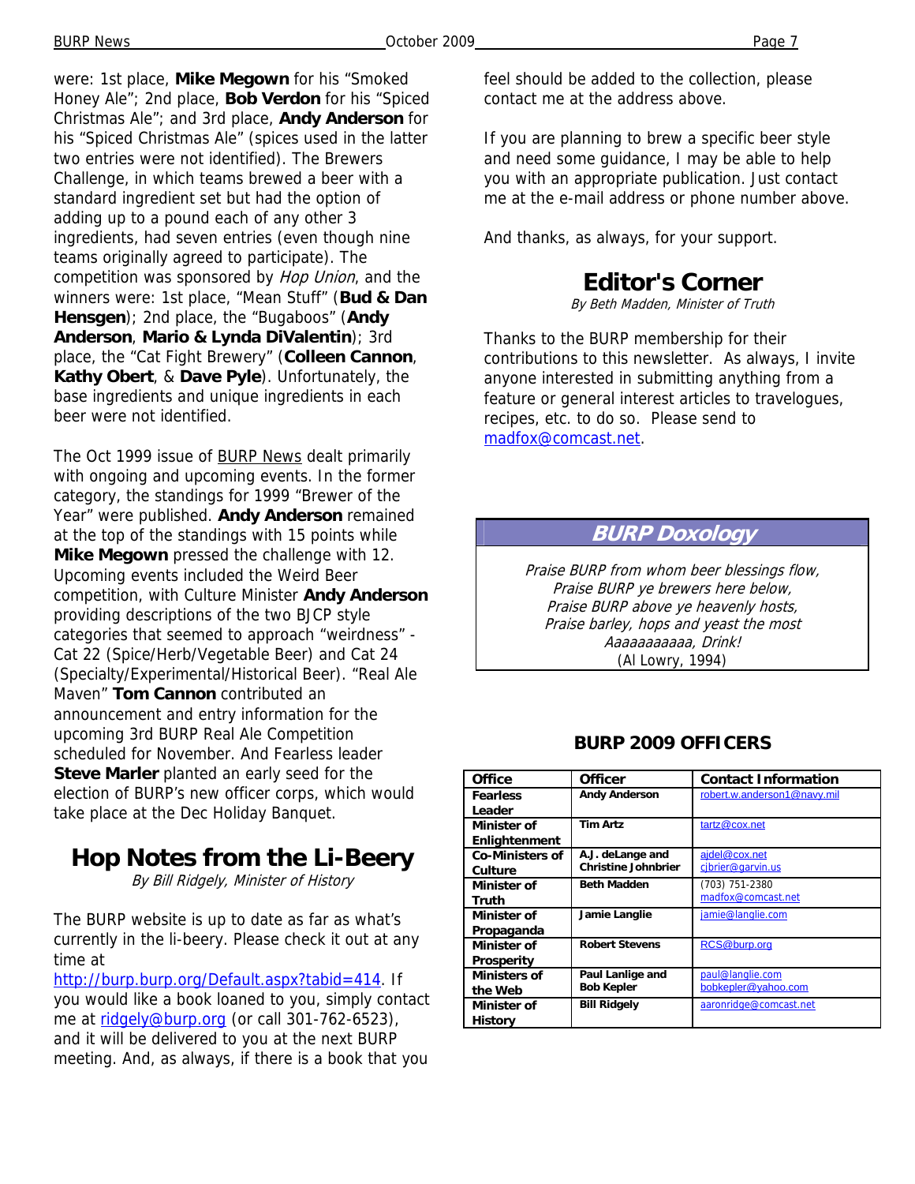were: 1st place, **Mike Megown** for his "Smoked Honey Ale"; 2nd place, **Bob Verdon** for his "Spiced Christmas Ale"; and 3rd place, **Andy Anderson** for his "Spiced Christmas Ale" (spices used in the latter two entries were not identified). The Brewers Challenge, in which teams brewed a beer with a standard ingredient set but had the option of adding up to a pound each of any other 3 ingredients, had seven entries (even though nine teams originally agreed to participate). The competition was sponsored by *Hop Union*, and the winners were: 1st place, "Mean Stuff" (**Bud & Dan Hensgen**); 2nd place, the "Bugaboos" (**Andy Anderson**, **Mario & Lynda DiValentin**); 3rd place, the "Cat Fight Brewery" (**Colleen Cannon**, **Kathy Obert**, & **Dave Pyle**). Unfortunately, the base ingredients and unique ingredients in each beer were not identified.

The Oct 1999 issue of BURP News dealt primarily with ongoing and upcoming events. In the former category, the standings for 1999 "Brewer of the Year" were published. **Andy Anderson** remained at the top of the standings with 15 points while **Mike Megown** pressed the challenge with 12. Upcoming events included the Weird Beer competition, with Culture Minister **Andy Anderson** providing descriptions of the two BJCP style categories that seemed to approach "weirdness" - Cat 22 (Spice/Herb/Vegetable Beer) and Cat 24 (Specialty/Experimental/Historical Beer). "Real Ale Maven" **Tom Cannon** contributed an announcement and entry information for the upcoming 3rd BURP Real Ale Competition scheduled for November. And Fearless leader **Steve Marler** planted an early seed for the election of BURP's new officer corps, which would take place at the Dec Holiday Banquet.

# Hop Notes from the Li-Beery

*By Bill Ridgely, Minister of History*

The BURP website is up to date as far as what's currently in the li-beery. Please check it out at any time at http://burp.burp.org/Default.aspx?tabid=414. If you would like a book loaned to you, simply contact me at ridgely@burp.org (or call 301-762-6523), and it will be delivered to you at the next BURP meeting. And, as always, if there is a book that you feel should be added to the collection, please contact me at the address above.

If you are planning to brew a specific beer style and need some guidance, I may be able to help you with an appropriate publication. Just contact me at the e-mail address or phone number above.

And thanks, as always, for your support.

# Editor's Corner

*By Beth Madden, Minister of Truth*

Thanks to the BURP membership for their contributions to this newsletter. As always, I invite anyone interested in submitting anything from a feature or general interest articles to travelogues, recipes, etc. to do so. Please send to madfox@comcast.net.

## *BURP Doxology*

*Praise BURP from whom beer blessings flow,*
*Praise BURP ye brewers here below,*
*Praise BURP above ye heavenly hosts,*
*Praise barley, hops and yeast the most*
*Aaaaaaaaaaa, Drink!*
(Al Lowry, 1994)

## BURP 2009 OFFICERS

| Office | Officer | Contact Information |
|---|---|---|
| **Fearless Leader** | **Andy Anderson** | robert.w.anderson1@navy.mil |
| **Minister of Enlightenment** | **Tim Artz** | tartz@cox.net |
| **Co-Ministers of Culture** | **A.J. deLange and Christine Johnbrier** | ajdel@cox.net<br>cjbrier@garvin.us |
| **Minister of Truth** | **Beth Madden** | (703) 751-2380<br>madfox@comcast.net |
| **Minister of Propaganda** | **Jamie Langlie** | jamie@langlie.com |
| **Minister of Prosperity** | **Robert Stevens** | RCS@burp.org |
| **Ministers of the Web** | **Paul Langlie and Bob Kepler** | paul@langlie.com<br>bobkepler@yahoo.com |
| **Minister of History** | **Bill Ridgely** | aaronridge@comcast.net |